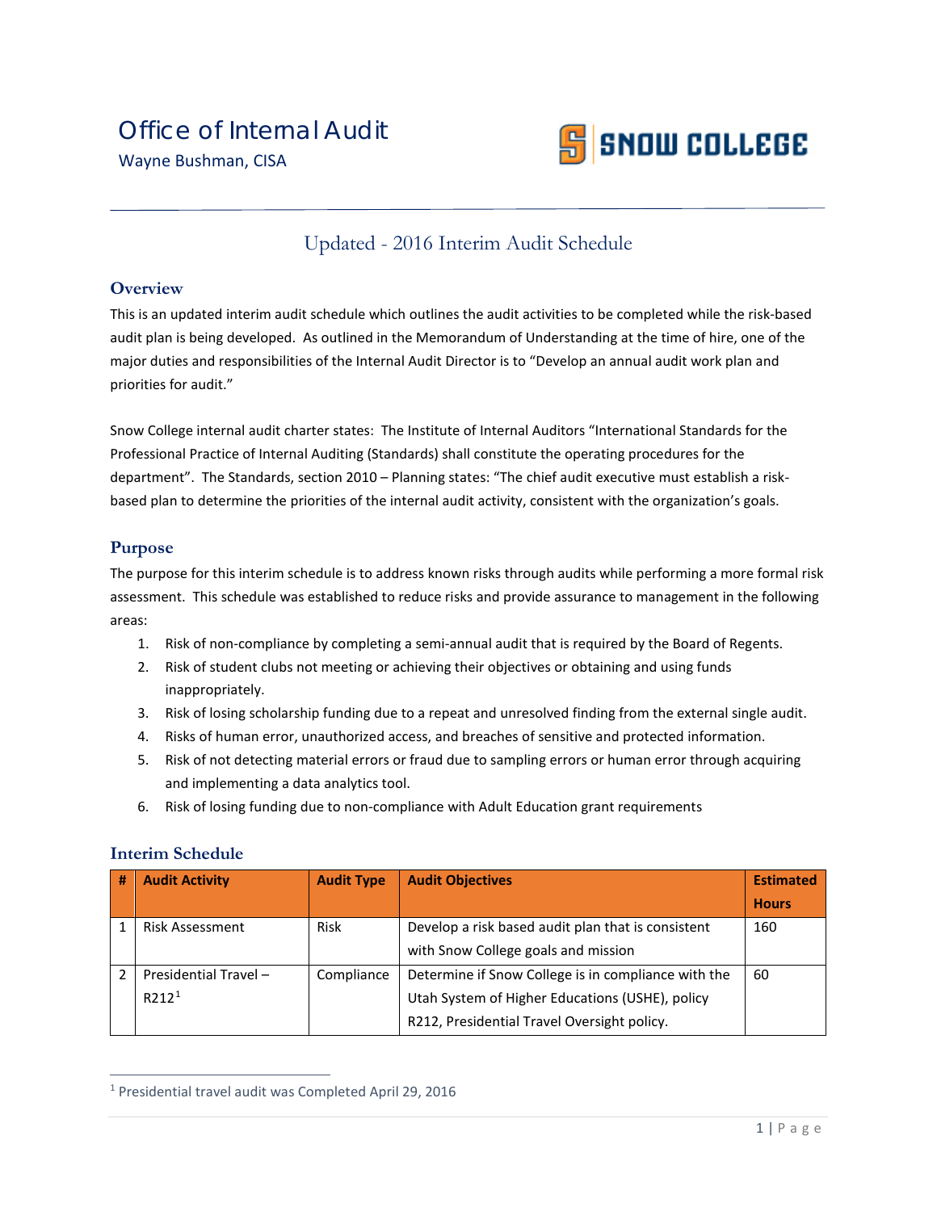# Office of Internal Audit

Wayne Bushman, CISA

SNOW COLLEGE

## Updated - 2016 Interim Audit Schedule

### Overview

This is an updated interim audit schedule which outlines the audit activities to be completed while the risk-based audit plan is being developed. As outlined in the Memorandum of Understanding at the time of hire, one of the major duties and responsibilities of the Internal Audit Director is to "Develop an annual audit work plan and priorities for audit."

Snow College internal audit charter states: The Institute of Internal Auditors "International Standards for the Professional Practice of Internal Auditing (Standards) shall constitute the operating procedures for the department". The Standards, section 2010 – Planning states: "The chief audit executive must establish a risk-based plan to determine the priorities of the internal audit activity, consistent with the organization's goals.

### Purpose

The purpose for this interim schedule is to address known risks through audits while performing a more formal risk assessment. This schedule was established to reduce risks and provide assurance to management in the following areas:

1. Risk of non-compliance by completing a semi-annual audit that is required by the Board of Regents.
2. Risk of student clubs not meeting or achieving their objectives or obtaining and using funds inappropriately.
3. Risk of losing scholarship funding due to a repeat and unresolved finding from the external single audit.
4. Risks of human error, unauthorized access, and breaches of sensitive and protected information.
5. Risk of not detecting material errors or fraud due to sampling errors or human error through acquiring and implementing a data analytics tool.
6. Risk of losing funding due to non-compliance with Adult Education grant requirements

### Interim Schedule

| # | Audit Activity | Audit Type | Audit Objectives | Estimated Hours |
|---|---|---|---|---|
| 1 | Risk Assessment | Risk | Develop a risk based audit plan that is consistent with Snow College goals and mission | 160 |
| 2 | Presidential Travel – R212[1] | Compliance | Determine if Snow College is in compliance with the Utah System of Higher Educations (USHE), policy R212, Presidential Travel Oversight policy. | 60 |

[1] Presidential travel audit was Completed April 29, 2016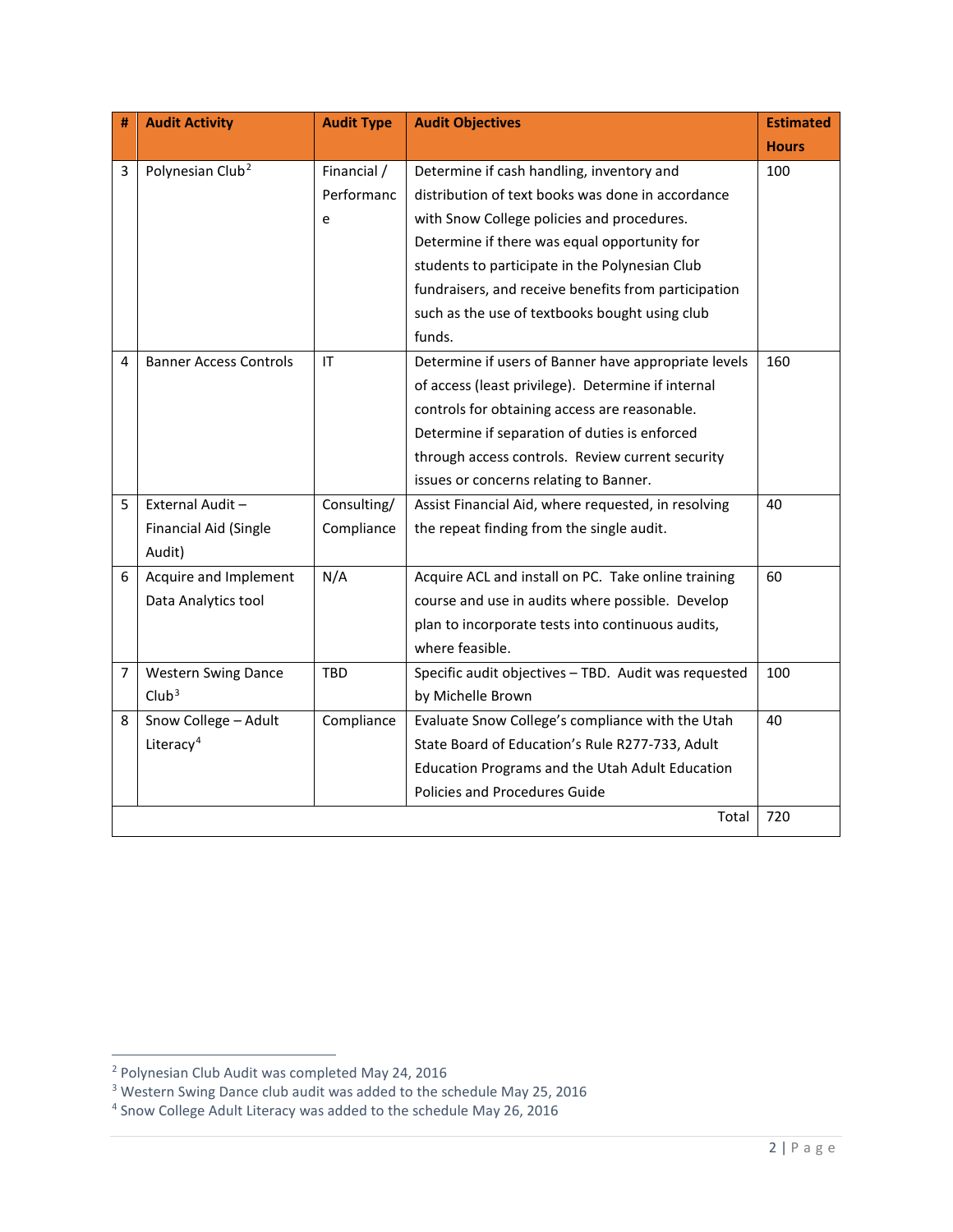| # | Audit Activity | Audit Type | Audit Objectives | Estimated Hours |
|---|---|---|---|---|
| 3 | Polynesian Club[2] | Financial / Performance | Determine if cash handling, inventory and distribution of text books was done in accordance with Snow College policies and procedures. Determine if there was equal opportunity for students to participate in the Polynesian Club fundraisers, and receive benefits from participation such as the use of textbooks bought using club funds. | 100 |
| 4 | Banner Access Controls | IT | Determine if users of Banner have appropriate levels of access (least privilege). Determine if internal controls for obtaining access are reasonable. Determine if separation of duties is enforced through access controls. Review current security issues or concerns relating to Banner. | 160 |
| 5 | External Audit – Financial Aid (Single Audit) | Consulting/ Compliance | Assist Financial Aid, where requested, in resolving the repeat finding from the single audit. | 40 |
| 6 | Acquire and Implement Data Analytics tool | N/A | Acquire ACL and install on PC. Take online training course and use in audits where possible. Develop plan to incorporate tests into continuous audits, where feasible. | 60 |
| 7 | Western Swing Dance Club[3] | TBD | Specific audit objectives – TBD. Audit was requested by Michelle Brown | 100 |
| 8 | Snow College – Adult Literacy[4] | Compliance | Evaluate Snow College's compliance with the Utah State Board of Education's Rule R277-733, Adult Education Programs and the Utah Adult Education Policies and Procedures Guide | 40 |
| | | | Total | 720 |

[2] Polynesian Club Audit was completed May 24, 2016

[3] Western Swing Dance club audit was added to the schedule May 25, 2016

[4] Snow College Adult Literacy was added to the schedule May 26, 2016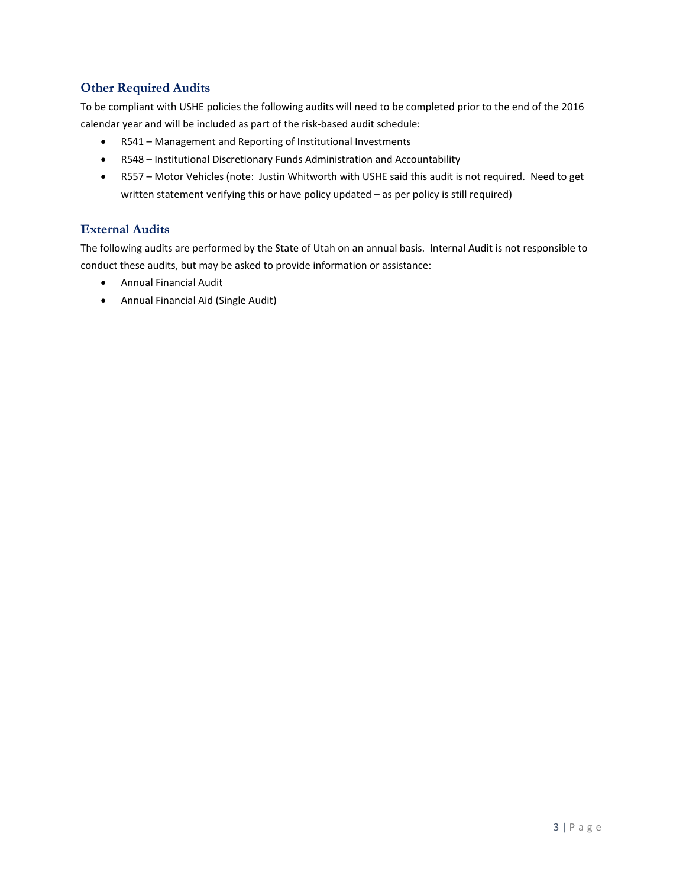## Other Required Audits

To be compliant with USHE policies the following audits will need to be completed prior to the end of the 2016 calendar year and will be included as part of the risk-based audit schedule:

- R541 – Management and Reporting of Institutional Investments
- R548 – Institutional Discretionary Funds Administration and Accountability
- R557 – Motor Vehicles (note: Justin Whitworth with USHE said this audit is not required. Need to get written statement verifying this or have policy updated – as per policy is still required)

## External Audits

The following audits are performed by the State of Utah on an annual basis. Internal Audit is not responsible to conduct these audits, but may be asked to provide information or assistance:

- Annual Financial Audit
- Annual Financial Aid (Single Audit)